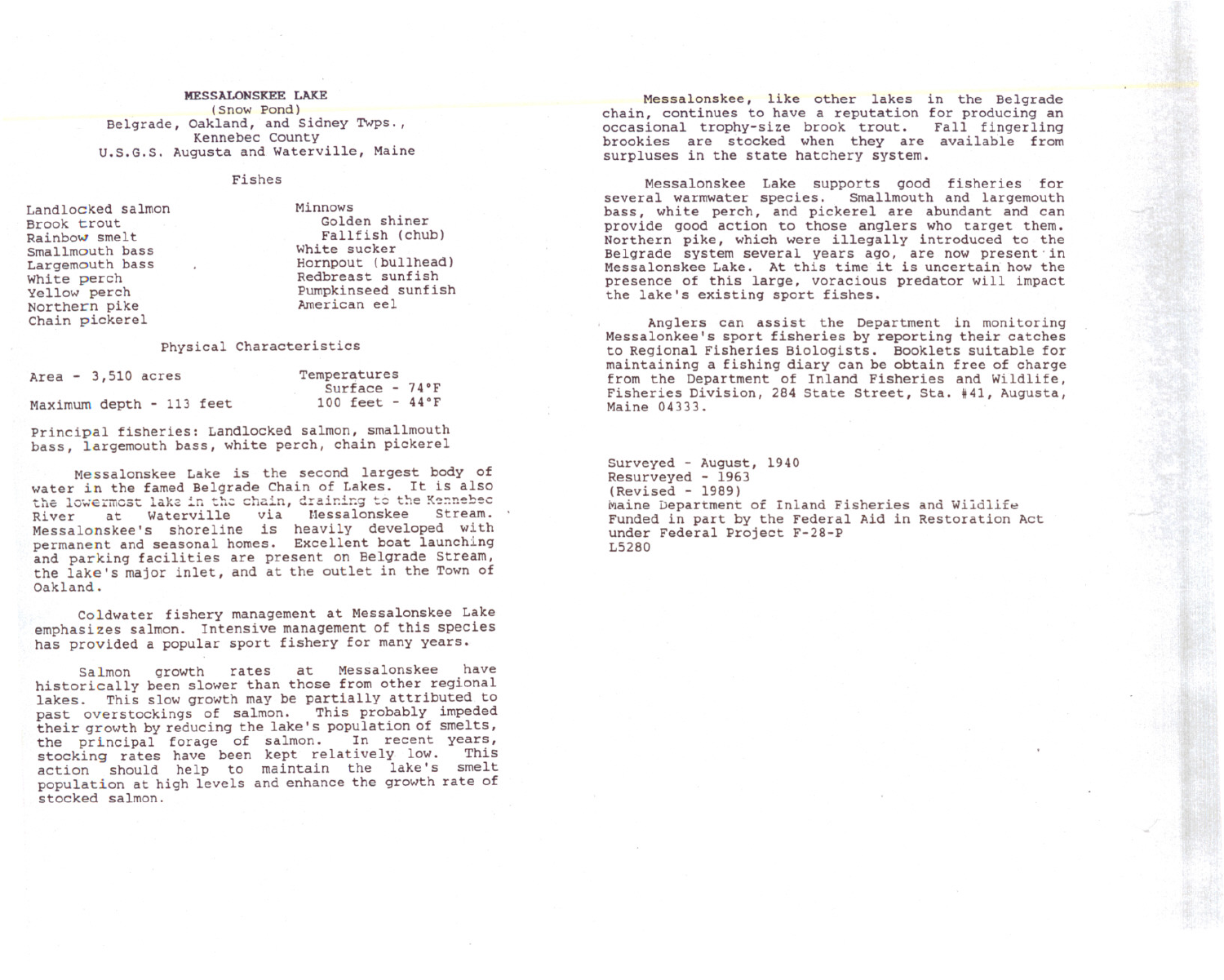# MESSALONSKEE LAKE

(Snow Pond)
Belgrade, Oakland, and Sidney Twps.,
Kennebec County
U.S.G.S. Augusta and Waterville, Maine

## Fishes

| | |
|---|---|
| Landlocked salmon | Minnows |
| Brook trout | Golden shiner |
| Rainbow smelt | Fallfish (chub) |
| Smallmouth bass | White sucker |
| Largemouth bass | Hornpout (bullhead) |
| White perch | Redbreast sunfish |
| Yellow perch | Pumpkinseed sunfish |
| Northern pike | American eel |
| Chain pickerel | |

## Physical Characteristics

Area - 3,510 acres

Maximum depth - 113 feet

Temperatures
Surface - 74°F
100 feet - 44°F

Principal fisheries: Landlocked salmon, smallmouth bass, largemouth bass, white perch, chain pickerel

Messalonskee Lake is the second largest body of water in the famed Belgrade Chain of Lakes. It is also the lowermost lake in the chain, draining to the Kennebec River at Waterville via Messalonskee Stream. Messalonskee's shoreline is heavily developed with permanent and seasonal homes. Excellent boat launching and parking facilities are present on Belgrade Stream, the lake's major inlet, and at the outlet in the Town of Oakland.

Coldwater fishery management at Messalonskee Lake emphasizes salmon. Intensive management of this species has provided a popular sport fishery for many years.

Salmon growth rates at Messalonskee have historically been slower than those from other regional lakes. This slow growth may be partially attributed to past overstockings of salmon. This probably impeded their growth by reducing the lake's population of smelts, the principal forage of salmon. In recent years, stocking rates have been kept relatively low. This action should help to maintain the lake's smelt population at high levels and enhance the growth rate of stocked salmon.

Messalonskee, like other lakes in the Belgrade chain, continues to have a reputation for producing an occasional trophy-size brook trout. Fall fingerling brookies are stocked when they are available from surpluses in the state hatchery system.

Messalonskee Lake supports good fisheries for several warmwater species. Smallmouth and largemouth bass, white perch, and pickerel are abundant and can provide good action to those anglers who target them. Northern pike, which were illegally introduced to the Belgrade system several years ago, are now present in Messalonskee Lake. At this time it is uncertain how the presence of this large, voracious predator will impact the lake's existing sport fishes.

Anglers can assist the Department in monitoring Messalonkee's sport fisheries by reporting their catches to Regional Fisheries Biologists. Booklets suitable for maintaining a fishing diary can be obtain free of charge from the Department of Inland Fisheries and Wildlife, Fisheries Division, 284 State Street, Sta. #41, Augusta, Maine 04333.

Surveyed - August, 1940
Resurveyed - 1963
(Revised - 1989)
Maine Department of Inland Fisheries and Wildlife
Funded in part by the Federal Aid in Restoration Act under Federal Project F-28-P
L5280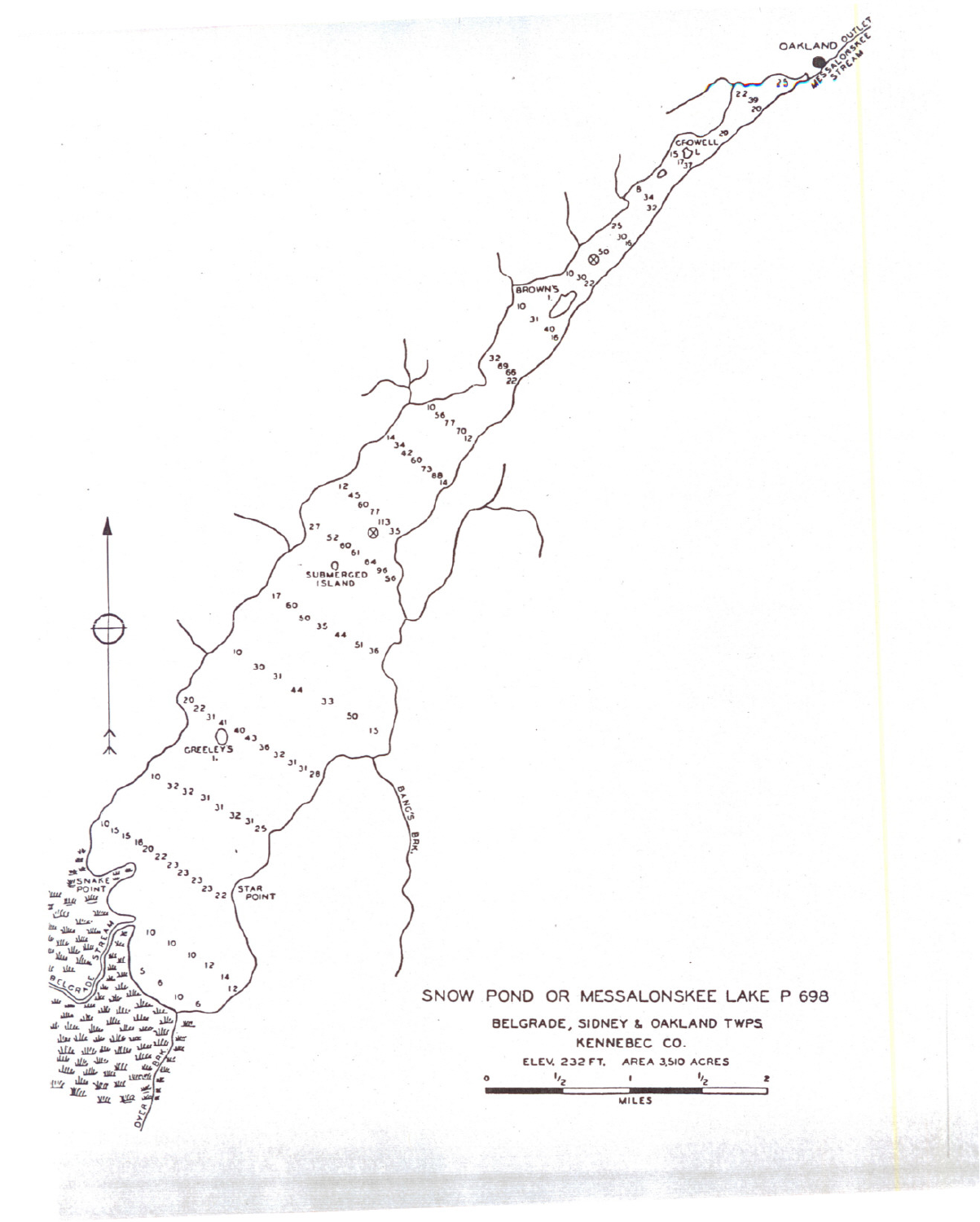SNOW POND OR MESSALONSKEE LAKE P 698

BELGRADE, SIDNEY & OAKLAND TWPS.

KENNEBEC CO.

ELEV. 232 FT. AREA 3,510 ACRES

0 1/2 1 1/2 2

MILES